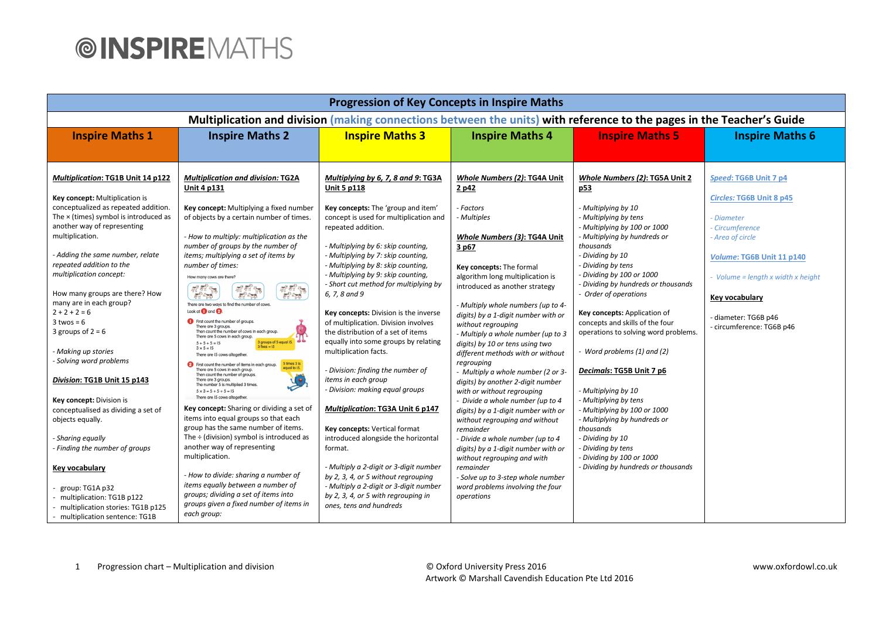# INSPIREMATHS

| Progression of Key Concepts in Inspire Maths | | | | | |
|---|---|---|---|---|---|
| **Multiplication and division** (making connections between the units) **with reference to the pages in the Teacher's Guide** | | | | | |
| **Inspire Maths 1** | **Inspire Maths 2** | **Inspire Maths 3** | **Inspire Maths 4** | **Inspire Maths 5** | **Inspire Maths 6** |
| ***Multiplication*: TG1B Unit 14 p122**<br><br>**Key concept:** Multiplication is conceptualized as repeated addition. The × (times) symbol is introduced as another way of representing multiplication.<br><br>*- Adding the same number, relate repeated addition to the multiplication concept:*<br><br>How many groups are there? How many are in each group?<br>2 + 2 + 2 = 6<br>3 twos = 6<br>3 groups of 2 = 6<br><br>*- Making up stories*<br>*- Solving word problems*<br><br>***Division*: TG1B Unit 15 p143**<br><br>**Key concept:** Division is conceptualised as dividing a set of objects equally.<br><br>*- Sharing equally*<br>*- Finding the number of groups*<br><br>**Key vocabulary**<br><br>- group: TG1A p32<br>- multiplication: TG1B p122<br>- multiplication stories: TG1B p125<br>- multiplication sentence: TG1B | ***Multiplication and division*: TG2A Unit 4 p131**<br><br>**Key concept:** Multiplying a fixed number of objects by a certain number of times.<br><br>*- How to multiply: multiplication as the number of groups by the number of items; multiplying a set of items by number of times:*<br><br>How many cows are there?<br>There are two ways to find the number of cows.<br>Look at 1 and 2.<br>1 First count the number of groups. There are 3 groups. Then count the number of cows in each group. There are 5 cows in each group.<br>5 + 5 + 5 = 15<br>3 × 5 = 15<br>3 groups of 5 equal 15. 3 fives = 15<br>There are 15 cows altogether.<br>2 First count the number of items in each group. There are 5 cows in each group. Then count the number of groups. There are 3 groups. The number 5 is multiplied 3 times.<br>5 × 3 = 5 + 5 + 5 = 15<br>5 times 3 is equal to 15.<br>There are 15 cows altogether.<br><br>**Key concept:** Sharing or dividing a set of items into equal groups so that each group has the same number of items. The ÷ (division) symbol is introduced as another way of representing multiplication.<br><br>*- How to divide: sharing a number of items equally between a number of groups; dividing a set of items into groups given a fixed number of items in each group:* | ***Multiplying by 6, 7, 8 and 9*: TG3A Unit 5 p118**<br><br>**Key concepts:** The 'group and item' concept is used for multiplication and repeated addition.<br><br>*- Multiplying by 6: skip counting,*<br>*- Multiplying by 7: skip counting,*<br>*- Multiplying by 8: skip counting,*<br>*- Multiplying by 9: skip counting,*<br>*- Short cut method for multiplying by 6, 7, 8 and 9*<br><br>**Key concepts:** Division is the inverse of multiplication. Division involves the distribution of a set of items equally into some groups by relating multiplication facts.<br><br>*- Division: finding the number of items in each group*<br>*- Division: making equal groups*<br><br>***Multiplication*: TG3A Unit 6 p147**<br><br>**Key concepts:** Vertical format introduced alongside the horizontal format.<br><br>*- Multiply a 2-digit or 3-digit number by 2, 3, 4, or 5 without regrouping*<br>*- Multiply a 2-digit or 3-digit number by 2, 3, 4, or 5 with regrouping in ones, tens and hundreds* | ***Whole Numbers (2)*: TG4A Unit 2 p42**<br><br>*- Factors*<br>*- Multiples*<br><br>***Whole Numbers (3)*: TG4A Unit 3 p67**<br><br>**Key concepts:** The formal algorithm long multiplication is introduced as another strategy<br><br>*- Multiply whole numbers (up to 4-digits) by a 1-digit number with or without regrouping*<br>*- Multiply a whole number (up to 3 digits) by 10 or tens using two different methods with or without regrouping*<br>*- Multiply a whole number (2 or 3-digits) by another 2-digit number with or without regrouping*<br>*- Divide a whole number (up to 4 digits) by a 1-digit number with or without regrouping and without remainder*<br>*- Divide a whole number (up to 4 digits) by a 1-digit number with or without regrouping and with remainder*<br>*- Solve up to 3-step whole number word problems involving the four operations* | ***Whole Numbers (2)*: TG5A Unit 2 p53**<br><br>*- Multiplying by 10*<br>*- Multiplying by tens*<br>*- Multiplying by 100 or 1000*<br>*- Multiplying by hundreds or thousands*<br>*- Dividing by 10*<br>*- Dividing by tens*<br>*- Dividing by 100 or 1000*<br>*- Dividing by hundreds or thousands*<br>*- Order of operations*<br><br>**Key concepts:** Application of concepts and skills of the four operations to solving word problems.<br><br>*- Word problems (1) and (2)*<br><br>***Decimals*: TG5B Unit 7 p6**<br><br>*- Multiplying by 10*<br>*- Multiplying by tens*<br>*- Multiplying by 100 or 1000*<br>*- Multiplying by hundreds or thousands*<br>*- Dividing by 10*<br>*- Dividing by tens*<br>*- Dividing by 100 or 1000*<br>*- Dividing by hundreds or thousands* | ***Speed*: TG6B Unit 7 p4**<br><br>***Circles:* TG6B Unit 8 p45**<br><br>*- Diameter*<br>*- Circumference*<br>*- Area of circle*<br><br>***Volume*: TG6B Unit 11 p140**<br><br>*- Volume = length x width x height*<br><br>**Key vocabulary**<br><br>- diameter: TG6B p46<br>- circumference: TG6B p46 |

Progression chart – Multiplication and division

© Oxford University Press 2016
Artwork © Marshall Cavendish Education Pte Ltd 2016

www.oxfordowl.co.uk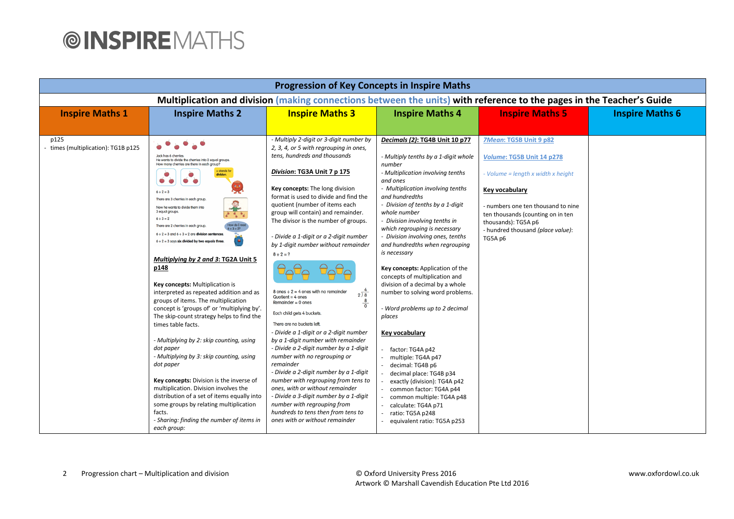# INSPIREMATHS

| Progression of Key Concepts in Inspire Maths | | | | | |
|---|---|---|---|---|---|
| **Multiplication and division (making connections between the units) with reference to the pages in the Teacher's Guide** | | | | | |
| **Inspire Maths 1** | **Inspire Maths 2** | **Inspire Maths 3** | **Inspire Maths 4** | **Inspire Maths 5** | **Inspire Maths 6** |
| p125<br>- times (multiplication): TG1B p125 | Jack has 6 cherries. He wants to divide the cherries into 2 equal groups. How many cherries are there in each group?<br>÷ stands for division.<br>6 ÷ 2 = 3<br>There are 3 cherries in each group.<br>Now he wants to divide them into 3 equal groups.<br>6 ÷ 3 = 2<br>There are 2 cherries in each group.<br>How do I read 6 ÷ 3 = 2?<br>6 ÷ 2 = 3 and 6 ÷ 3 = 2 are **division sentences**.<br>6 ÷ 2 = 3 says **six divided by two equals three**.<br><br>***Multiplying by 2 and 3*: TG2A Unit 5 p148**<br><br>**Key concepts:** Multiplication is interpreted as repeated addition and as groups of items. The multiplication concept is 'groups of' or 'multiplying by'. The skip-count strategy helps to find the times table facts.<br><br>*- Multiplying by 2: skip counting, using dot paper*<br>*- Multiplying by 3: skip counting, using dot paper*<br><br>**Key concepts:** Division is the inverse of multiplication. Division involves the distribution of a set of items equally into some groups by relating multiplication facts.<br>*- Sharing: finding the number of items in each group:* | *- Multiply 2-digit or 3-digit number by 2, 3, 4, or 5 with regrouping in ones, tens, hundreds and thousands*<br><br>***Division*: TG3A Unit 7 p 175**<br><br>**Key concepts:** The long division format is used to divide and find the quotient (number of items each group will contain) and remainder. The divisor is the number of groups.<br><br>*- Divide a 1-digit or a 2-digit number by 1-digit number without remainder*<br>8 ÷ 2 = ?<br>8 ones ÷ 2 = 4 ones with no remainder<br>Quotient = 4 ones<br>Remainder = 0 ones<br>Each child gets 4 buckets.<br>There are no buckets left.<br>*- Divide a 1-digit or a 2-digit number by a 1-digit number with remainder*<br>*- Divide a 2-digit number by a 1-digit number with no regrouping or remainder*<br>*- Divide a 2-digit number by a 1-digit number with regrouping from tens to ones, with or without remainder*<br>*- Divide a 3-digit number by a 1-digit number with regrouping from hundreds to tens then from tens to ones with or without remainder* | ***Decimals (2)*: TG4B Unit 10 p77**<br><br>*- Multiply tenths by a 1-digit whole number*<br>*- Multiplication involving tenths and ones*<br>*- Multiplication involving tenths and hundredths*<br>*- Division of tenths by a 1-digit whole number*<br>*- Division involving tenths in which regrouping is necessary*<br>*- Division involving ones, tenths and hundredths when regrouping is necessary*<br><br>**Key concepts:** Application of the concepts of multiplication and division of a decimal by a whole number to solving word problems.<br><br>*- Word problems up to 2 decimal places*<br><br>**Key vocabulary**<br><br>- factor: TG4A p42<br>- multiple: TG4A p47<br>- decimal: TG4B p6<br>- decimal place: TG4B p34<br>- exactly (division): TG4A p42<br>- common factor: TG4A p44<br>- common multiple: TG4A p48<br>- calculate: TG4A p71<br>- ratio: TG5A p248<br>- equivalent ratio: TG5A p253 | ***7Mean*: TG5B Unit 9 p82**<br><br>***Volume*: TG5B Unit 14 p278**<br><br>*- Volume = length x width x height*<br><br>**Key vocabulary**<br><br>- numbers one ten thousand to nine ten thousands (counting on in ten thousands): TG5A p6<br>- hundred thousand *(place value)*: TG5A p6 | |

Progression chart – Multiplication and division

© Oxford University Press 2016
Artwork © Marshall Cavendish Education Pte Ltd 2016

www.oxfordowl.co.uk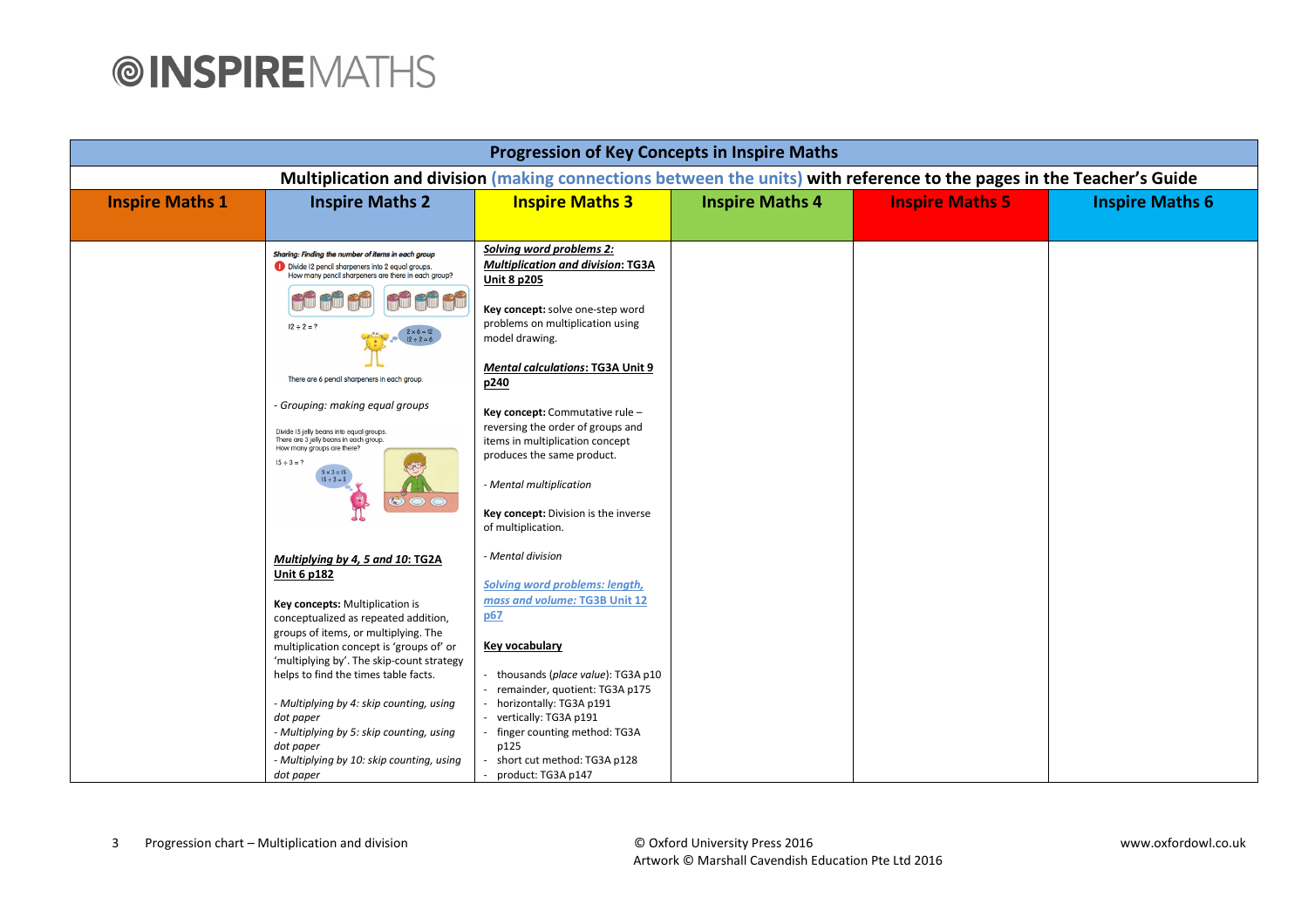| Progression of Key Concepts in Inspire Maths | | | | | |
|---|---|---|---|---|---|
| **Multiplication and division** (making connections between the units) **with reference to the pages in the Teacher's Guide** | | | | | |
| **Inspire Maths 1** | **Inspire Maths 2** | **Inspire Maths 3** | **Inspire Maths 4** | **Inspire Maths 5** | **Inspire Maths 6** |
| | *Sharing: Finding the number of items in each group*<br>1 Divide 12 pencil sharpeners into 2 equal groups. How many pencil sharpeners are there in each group?<br>$12 \div 2 = ?$<br>$2 \times 6 = 12$<br>$12 \div 2 = 6$<br>There are 6 pencil sharpeners in each group.<br><br>- *Grouping: making equal groups*<br><br>Divide 15 jelly beans into equal groups. There are 3 jelly beans in each group. How many groups are there?<br>$15 \div 3 = ?$<br>$5 \times 3 = 15$<br>$15 \div 3 = 5$<br><br>***Multiplying by 4, 5 and 10*: TG2A Unit 6 p182**<br><br>**Key concepts:** Multiplication is conceptualized as repeated addition, groups of items, or multiplying. The multiplication concept is 'groups of' or 'multiplying by'. The skip-count strategy helps to find the times table facts.<br><br>- *Multiplying by 4: skip counting, using dot paper*<br>- *Multiplying by 5: skip counting, using dot paper*<br>- *Multiplying by 10: skip counting, using dot paper* | ***Solving word problems 2: Multiplication and division*: TG3A Unit 8 p205**<br><br>**Key concept:** solve one-step word problems on multiplication using model drawing.<br><br>***Mental calculations*: TG3A Unit 9 p240**<br><br>**Key concept:** Commutative rule – reversing the order of groups and items in multiplication concept produces the same product.<br><br>- *Mental multiplication*<br><br>**Key concept:** Division is the inverse of multiplication.<br><br>- *Mental division*<br><br>***Solving word problems: length, mass and volume:* TG3B Unit 12 p67**<br><br>**Key vocabulary**<br><br>- thousands (*place value*): TG3A p10<br>- remainder, quotient: TG3A p175<br>- horizontally: TG3A p191<br>- vertically: TG3A p191<br>- finger counting method: TG3A p125<br>- short cut method: TG3A p128<br>- product: TG3A p147 | | | |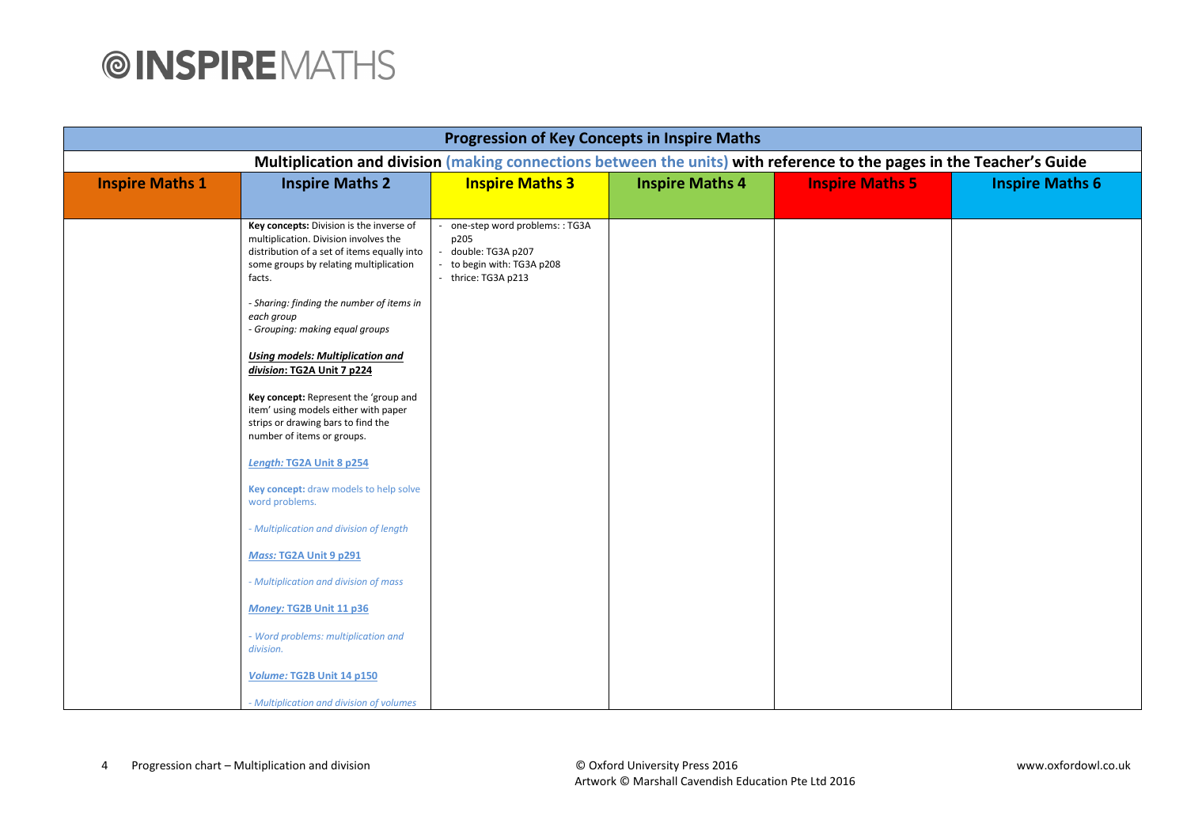# INSPIRE MATHS

| Progression of Key Concepts in Inspire Maths | | | | | |
|---|---|---|---|---|---|
| **Multiplication and division (making connections between the units) with reference to the pages in the Teacher's Guide** | | | | | |
| **Inspire Maths 1** | **Inspire Maths 2** | **Inspire Maths 3** | **Inspire Maths 4** | **Inspire Maths 5** | **Inspire Maths 6** |
| | **Key concepts:** Division is the inverse of multiplication. Division involves the distribution of a set of items equally into some groups by relating multiplication facts.<br><br>*- Sharing: finding the number of items in each group*<br>*- Grouping: making equal groups*<br><br>***Using models: Multiplication and division*: TG2A Unit 7 p224**<br><br>**Key concept:** Represent the 'group and item' using models either with paper strips or drawing bars to find the number of items or groups.<br><br>***Length:* TG2A Unit 8 p254**<br><br>**Key concept:** draw models to help solve word problems.<br><br>*- Multiplication and division of length*<br><br>***Mass:* TG2A Unit 9 p291**<br><br>*- Multiplication and division of mass*<br><br>***Money:* TG2B Unit 11 p36**<br><br>*- Word problems: multiplication and division.*<br><br>***Volume:* TG2B Unit 14 p150**<br><br>*- Multiplication and division of volumes* | - one-step word problems: : TG3A p205<br>- double: TG3A p207<br>- to begin with: TG3A p208<br>- thrice: TG3A p213 | | | |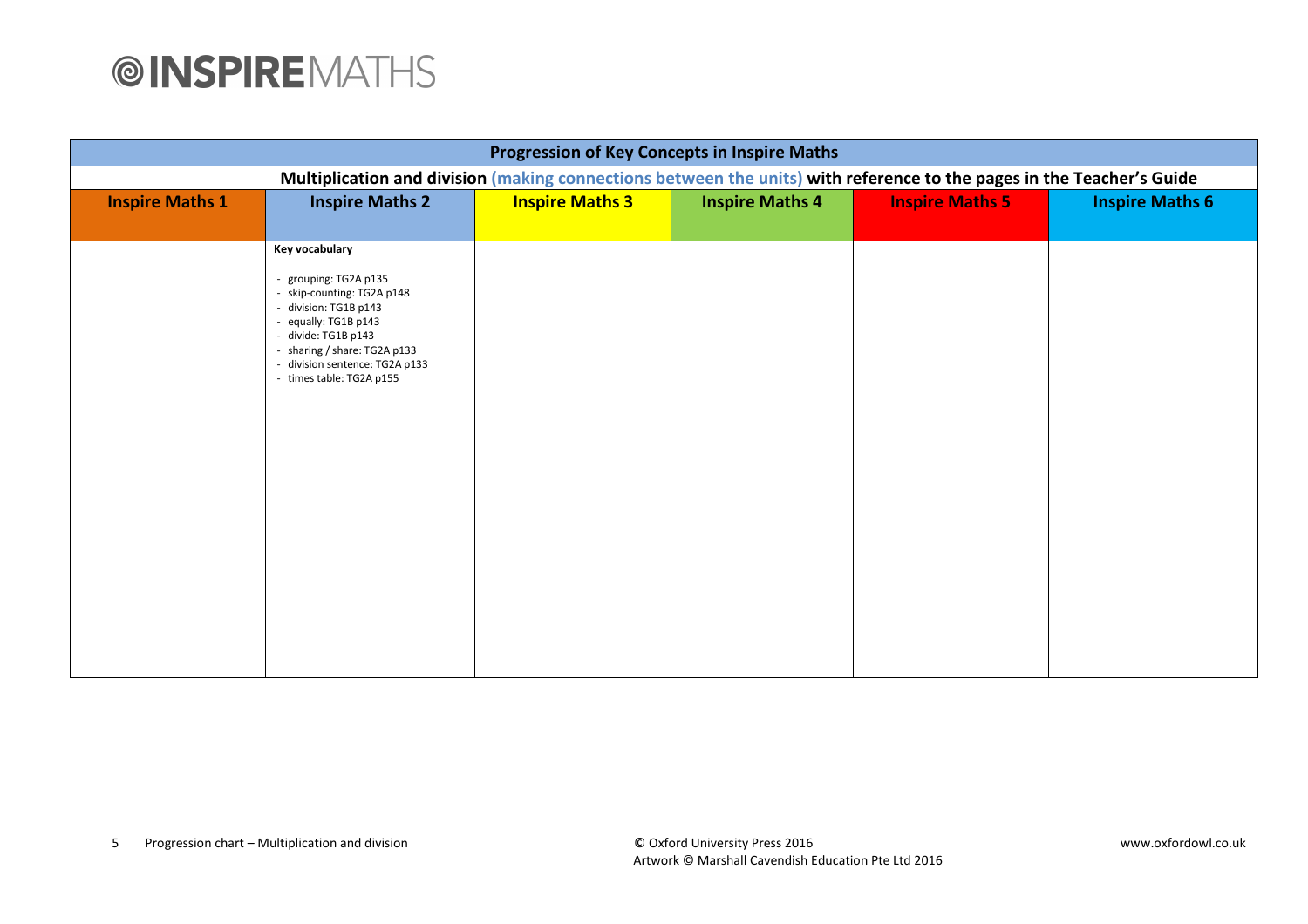| Progression of Key Concepts in Inspire Maths | | | | | |
|---|---|---|---|---|---|
| **Multiplication and division (making connections between the units) with reference to the pages in the Teacher's Guide** | | | | | |
| **Inspire Maths 1** | **Inspire Maths 2** | **Inspire Maths 3** | **Inspire Maths 4** | **Inspire Maths 5** | **Inspire Maths 6** |
| | **Key vocabulary**<br><br>- grouping: TG2A p135<br>- skip-counting: TG2A p148<br>- division: TG1B p143<br>- equally: TG1B p143<br>- divide: TG1B p143<br>- sharing / share: TG2A p133<br>- division sentence: TG2A p133<br>- times table: TG2A p155 | | | | |